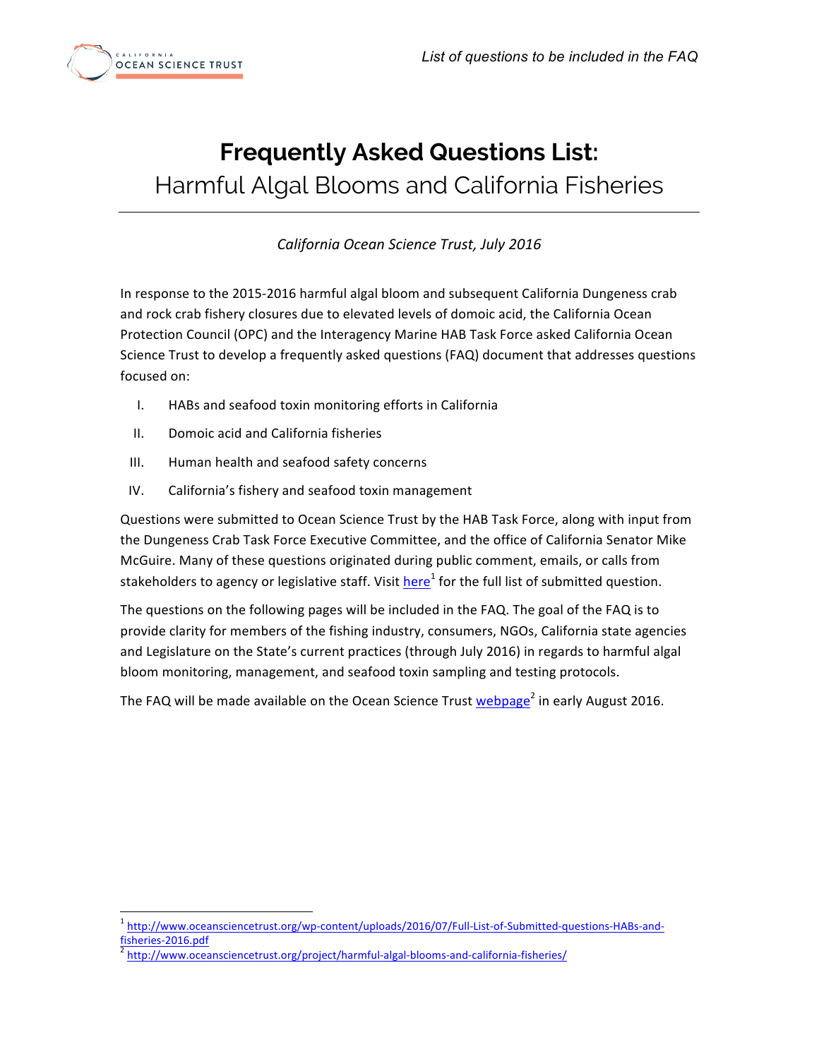# Frequently Asked Questions List:

## Harmful Algal Blooms and California Fisheries

*California Ocean Science Trust, July 2016*

In response to the 2015-2016 harmful algal bloom and subsequent California Dungeness crab and rock crab fishery closures due to elevated levels of domoic acid, the California Ocean Protection Council (OPC) and the Interagency Marine HAB Task Force asked California Ocean Science Trust to develop a frequently asked questions (FAQ) document that addresses questions focused on:

I. HABs and seafood toxin monitoring efforts in California
II. Domoic acid and California fisheries
III. Human health and seafood safety concerns
IV. California's fishery and seafood toxin management

Questions were submitted to Ocean Science Trust by the HAB Task Force, along with input from the Dungeness Crab Task Force Executive Committee, and the office of California Senator Mike McGuire. Many of these questions originated during public comment, emails, or calls from stakeholders to agency or legislative staff. Visit here[1] for the full list of submitted question.

The questions on the following pages will be included in the FAQ. The goal of the FAQ is to provide clarity for members of the fishing industry, consumers, NGOs, California state agencies and Legislature on the State's current practices (through July 2016) in regards to harmful algal bloom monitoring, management, and seafood toxin sampling and testing protocols.

The FAQ will be made available on the Ocean Science Trust webpage[2] in early August 2016.

---

[1] http://www.oceansciencetrust.org/wp-content/uploads/2016/07/Full-List-of-Submitted-questions-HABs-and-fisheries-2016.pdf

[2] http://www.oceansciencetrust.org/project/harmful-algal-blooms-and-california-fisheries/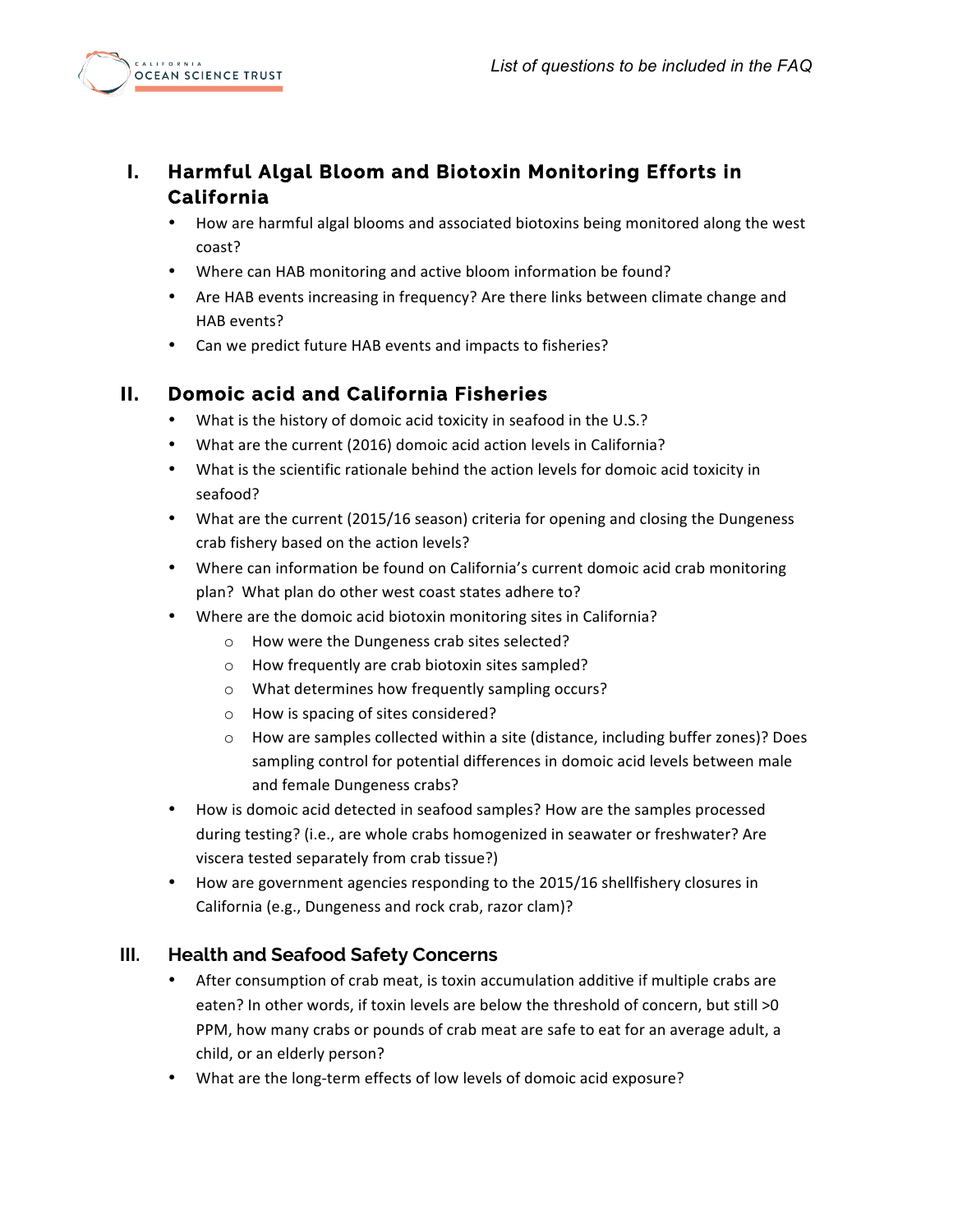*List of questions to be included in the FAQ*

## I. Harmful Algal Bloom and Biotoxin Monitoring Efforts in California

- How are harmful algal blooms and associated biotoxins being monitored along the west coast?
- Where can HAB monitoring and active bloom information be found?
- Are HAB events increasing in frequency? Are there links between climate change and HAB events?
- Can we predict future HAB events and impacts to fisheries?

## II. Domoic acid and California Fisheries

- What is the history of domoic acid toxicity in seafood in the U.S.?
- What are the current (2016) domoic acid action levels in California?
- What is the scientific rationale behind the action levels for domoic acid toxicity in seafood?
- What are the current (2015/16 season) criteria for opening and closing the Dungeness crab fishery based on the action levels?
- Where can information be found on California's current domoic acid crab monitoring plan? What plan do other west coast states adhere to?
- Where are the domoic acid biotoxin monitoring sites in California?
  - How were the Dungeness crab sites selected?
  - How frequently are crab biotoxin sites sampled?
  - What determines how frequently sampling occurs?
  - How is spacing of sites considered?
  - How are samples collected within a site (distance, including buffer zones)? Does sampling control for potential differences in domoic acid levels between male and female Dungeness crabs?
- How is domoic acid detected in seafood samples? How are the samples processed during testing? (i.e., are whole crabs homogenized in seawater or freshwater? Are viscera tested separately from crab tissue?)
- How are government agencies responding to the 2015/16 shellfishery closures in California (e.g., Dungeness and rock crab, razor clam)?

## III. Health and Seafood Safety Concerns

- After consumption of crab meat, is toxin accumulation additive if multiple crabs are eaten? In other words, if toxin levels are below the threshold of concern, but still >0 PPM, how many crabs or pounds of crab meat are safe to eat for an average adult, a child, or an elderly person?
- What are the long-term effects of low levels of domoic acid exposure?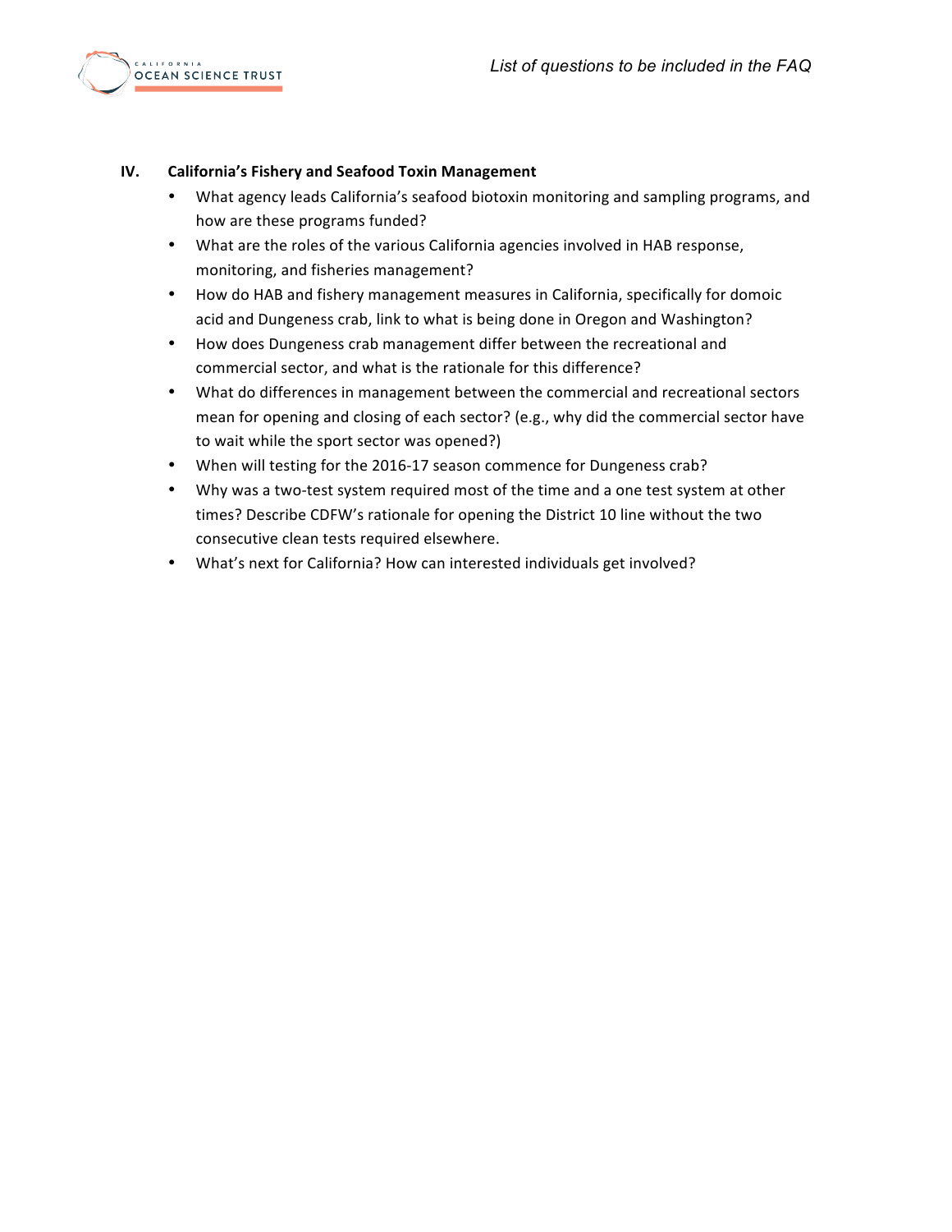## IV. California's Fishery and Seafood Toxin Management

- What agency leads California's seafood biotoxin monitoring and sampling programs, and how are these programs funded?
- What are the roles of the various California agencies involved in HAB response, monitoring, and fisheries management?
- How do HAB and fishery management measures in California, specifically for domoic acid and Dungeness crab, link to what is being done in Oregon and Washington?
- How does Dungeness crab management differ between the recreational and commercial sector, and what is the rationale for this difference?
- What do differences in management between the commercial and recreational sectors mean for opening and closing of each sector? (e.g., why did the commercial sector have to wait while the sport sector was opened?)
- When will testing for the 2016-17 season commence for Dungeness crab?
- Why was a two-test system required most of the time and a one test system at other times? Describe CDFW's rationale for opening the District 10 line without the two consecutive clean tests required elsewhere.
- What's next for California? How can interested individuals get involved?